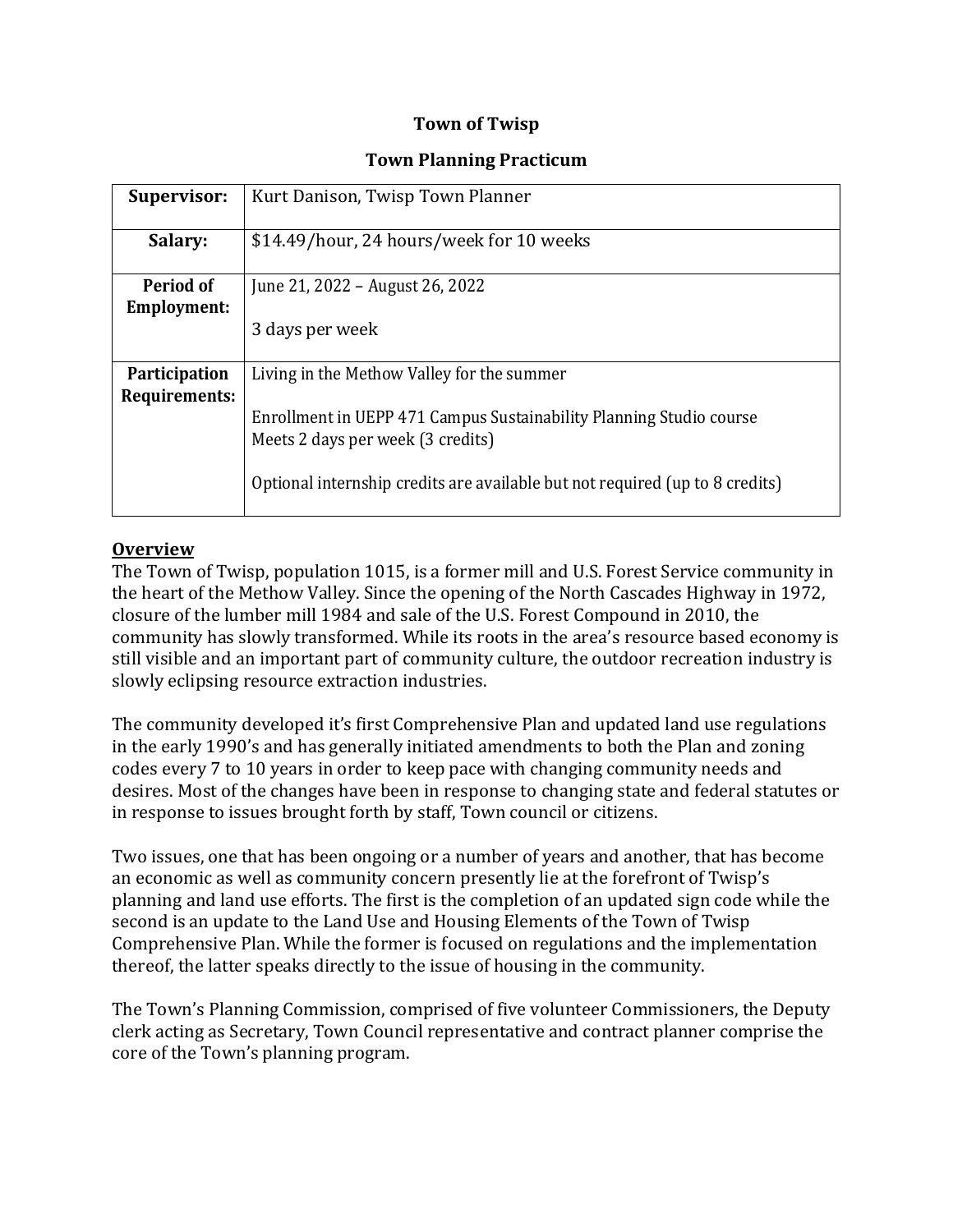**Town of Twisp**

**Town Planning Practicum**

| **Supervisor:** | Kurt Danison, Twisp Town Planner |
|---|---|
| **Salary:** | $14.49/hour, 24 hours/week for 10 weeks |
| **Period of Employment:** | June 21, 2022 – August 26, 2022<br><br>3 days per week |
| **Participation Requirements:** | Living in the Methow Valley for the summer<br><br>Enrollment in UEPP 471 Campus Sustainability Planning Studio course<br>Meets 2 days per week (3 credits)<br><br>Optional internship credits are available but not required (up to 8 credits) |

## Overview

The Town of Twisp, population 1015, is a former mill and U.S. Forest Service community in the heart of the Methow Valley. Since the opening of the North Cascades Highway in 1972, closure of the lumber mill 1984 and sale of the U.S. Forest Compound in 2010, the community has slowly transformed. While its roots in the area's resource based economy is still visible and an important part of community culture, the outdoor recreation industry is slowly eclipsing resource extraction industries.

The community developed it's first Comprehensive Plan and updated land use regulations in the early 1990's and has generally initiated amendments to both the Plan and zoning codes every 7 to 10 years in order to keep pace with changing community needs and desires. Most of the changes have been in response to changing state and federal statutes or in response to issues brought forth by staff, Town council or citizens.

Two issues, one that has been ongoing or a number of years and another, that has become an economic as well as community concern presently lie at the forefront of Twisp's planning and land use efforts. The first is the completion of an updated sign code while the second is an update to the Land Use and Housing Elements of the Town of Twisp Comprehensive Plan. While the former is focused on regulations and the implementation thereof, the latter speaks directly to the issue of housing in the community.

The Town's Planning Commission, comprised of five volunteer Commissioners, the Deputy clerk acting as Secretary, Town Council representative and contract planner comprise the core of the Town's planning program.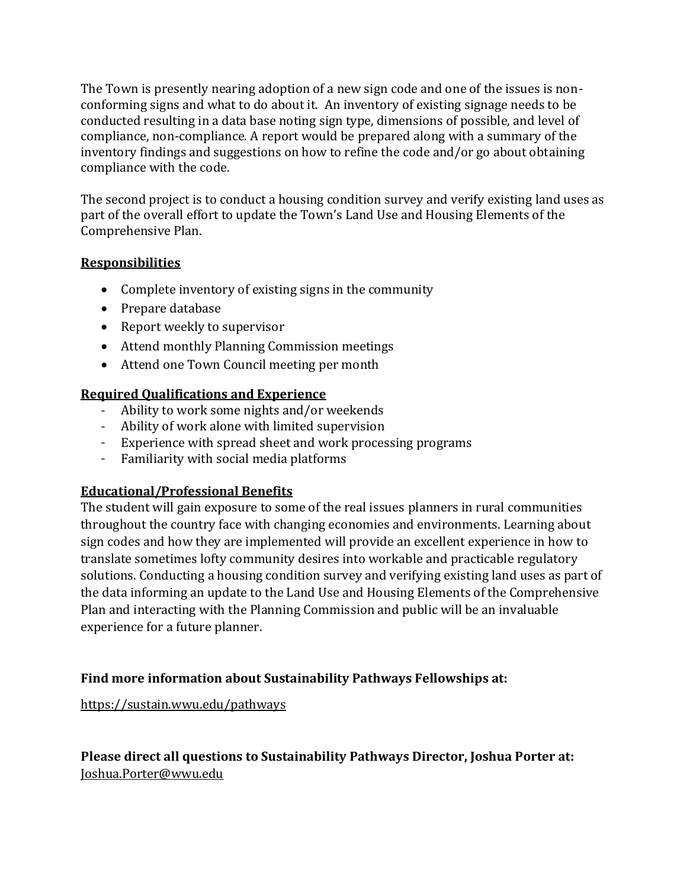The Town is presently nearing adoption of a new sign code and one of the issues is non-conforming signs and what to do about it. An inventory of existing signage needs to be conducted resulting in a data base noting sign type, dimensions of possible, and level of compliance, non-compliance. A report would be prepared along with a summary of the inventory findings and suggestions on how to refine the code and/or go about obtaining compliance with the code.

The second project is to conduct a housing condition survey and verify existing land uses as part of the overall effort to update the Town's Land Use and Housing Elements of the Comprehensive Plan.

**Responsibilities**

- Complete inventory of existing signs in the community
- Prepare database
- Report weekly to supervisor
- Attend monthly Planning Commission meetings
- Attend one Town Council meeting per month

**Required Qualifications and Experience**

- Ability to work some nights and/or weekends
- Ability of work alone with limited supervision
- Experience with spread sheet and work processing programs
- Familiarity with social media platforms

**Educational/Professional Benefits**

The student will gain exposure to some of the real issues planners in rural communities throughout the country face with changing economies and environments. Learning about sign codes and how they are implemented will provide an excellent experience in how to translate sometimes lofty community desires into workable and practicable regulatory solutions. Conducting a housing condition survey and verifying existing land uses as part of the data informing an update to the Land Use and Housing Elements of the Comprehensive Plan and interacting with the Planning Commission and public will be an invaluable experience for a future planner.

**Find more information about Sustainability Pathways Fellowships at:**

https://sustain.wwu.edu/pathways

**Please direct all questions to Sustainability Pathways Director, Joshua Porter at:**
Joshua.Porter@wwu.edu